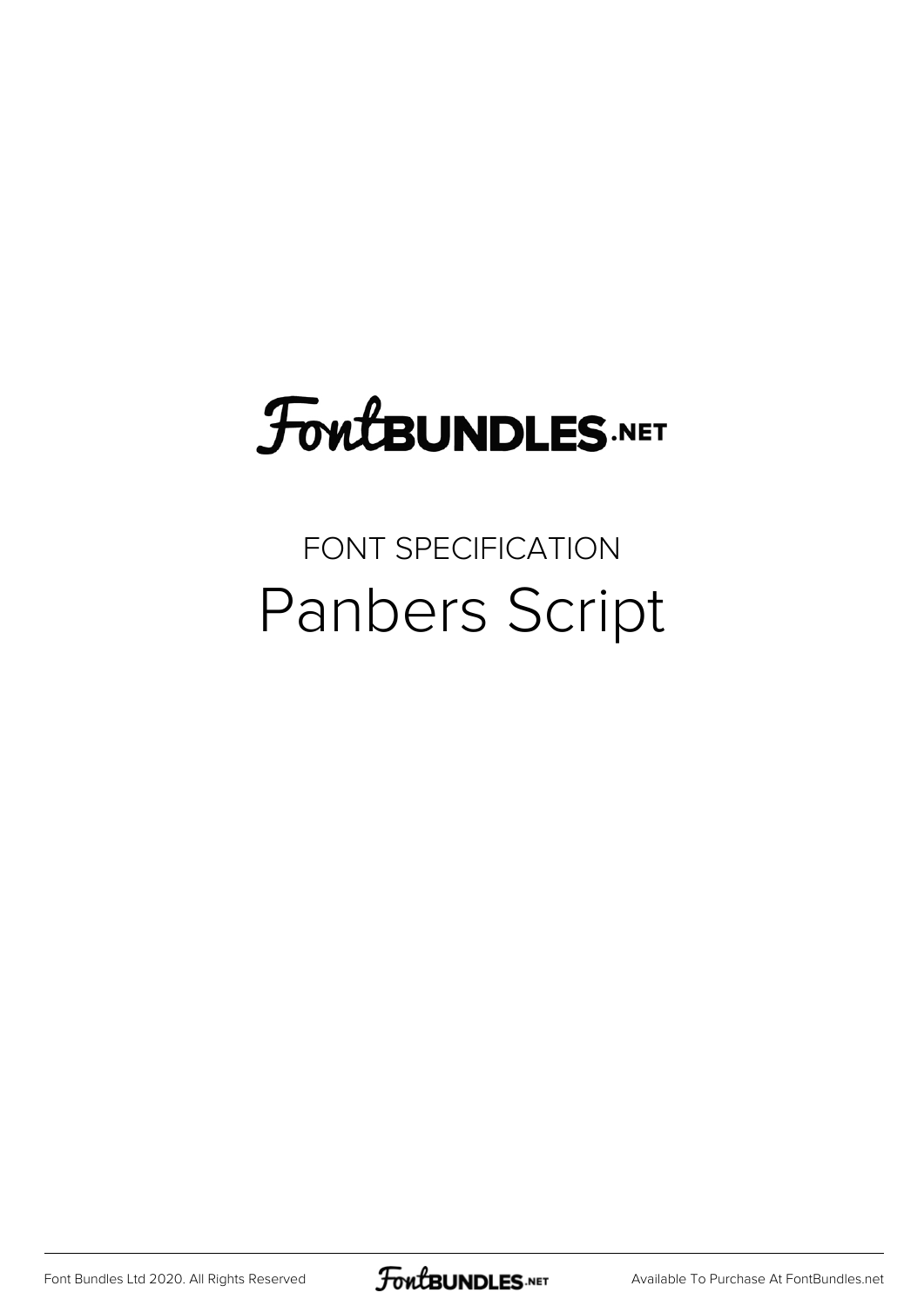# FontBUNDLES.NET

FONT SPECIFICATION

## Panbers Script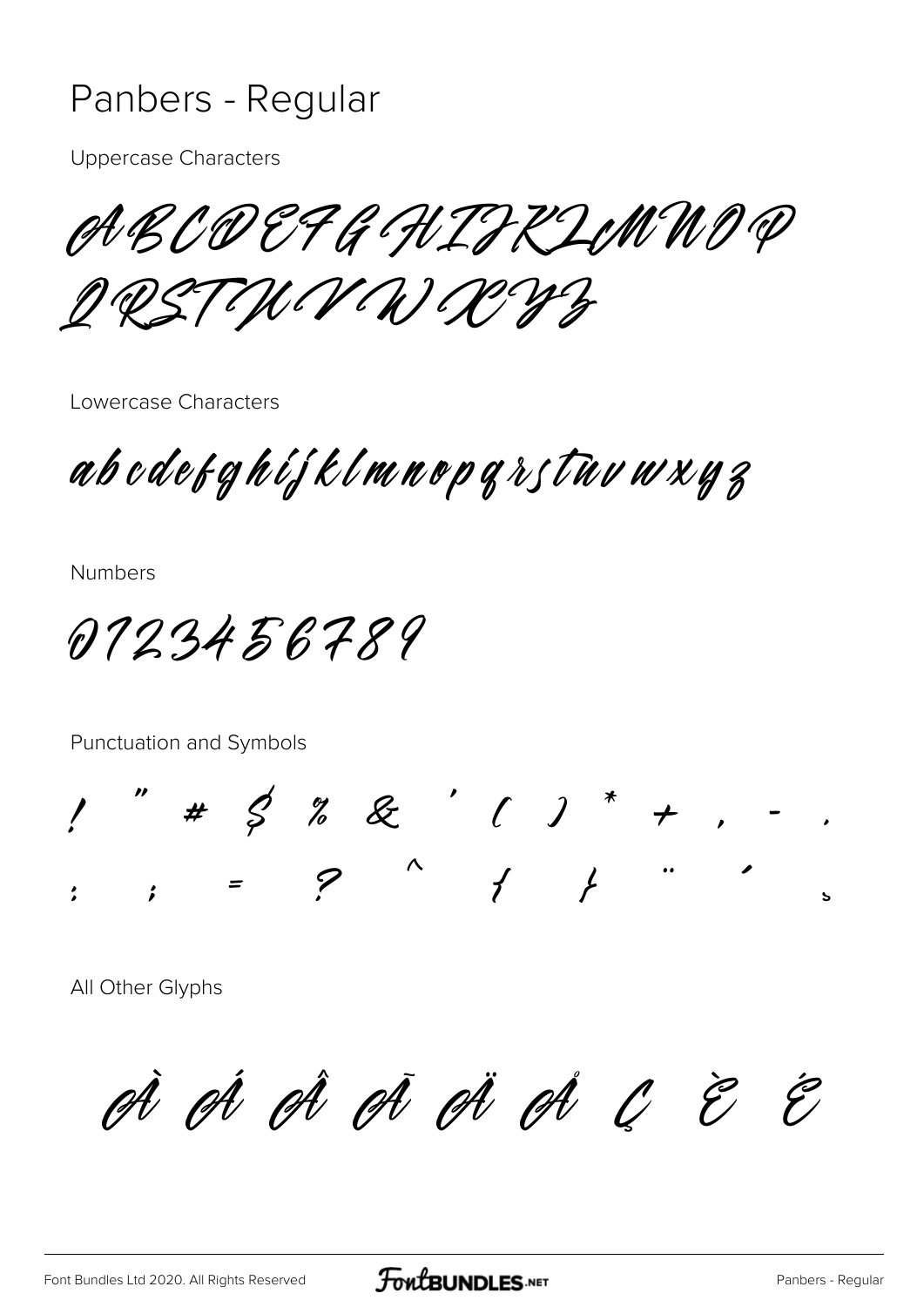# Panbers - Regular

Uppercase Characters

ABCDEFGHIJKLMNOP
QRSTUVWXYZ

Lowercase Characters

abcdefghijklmnopqrstuvwxyz

Numbers

0123456789

Punctuation and Symbols

! " # $ % & ' ( ) * + , - .
: ; = ? ^ { } ¨ ´ ¸

All Other Glyphs

À Á Â Ã Ä Å Ç È É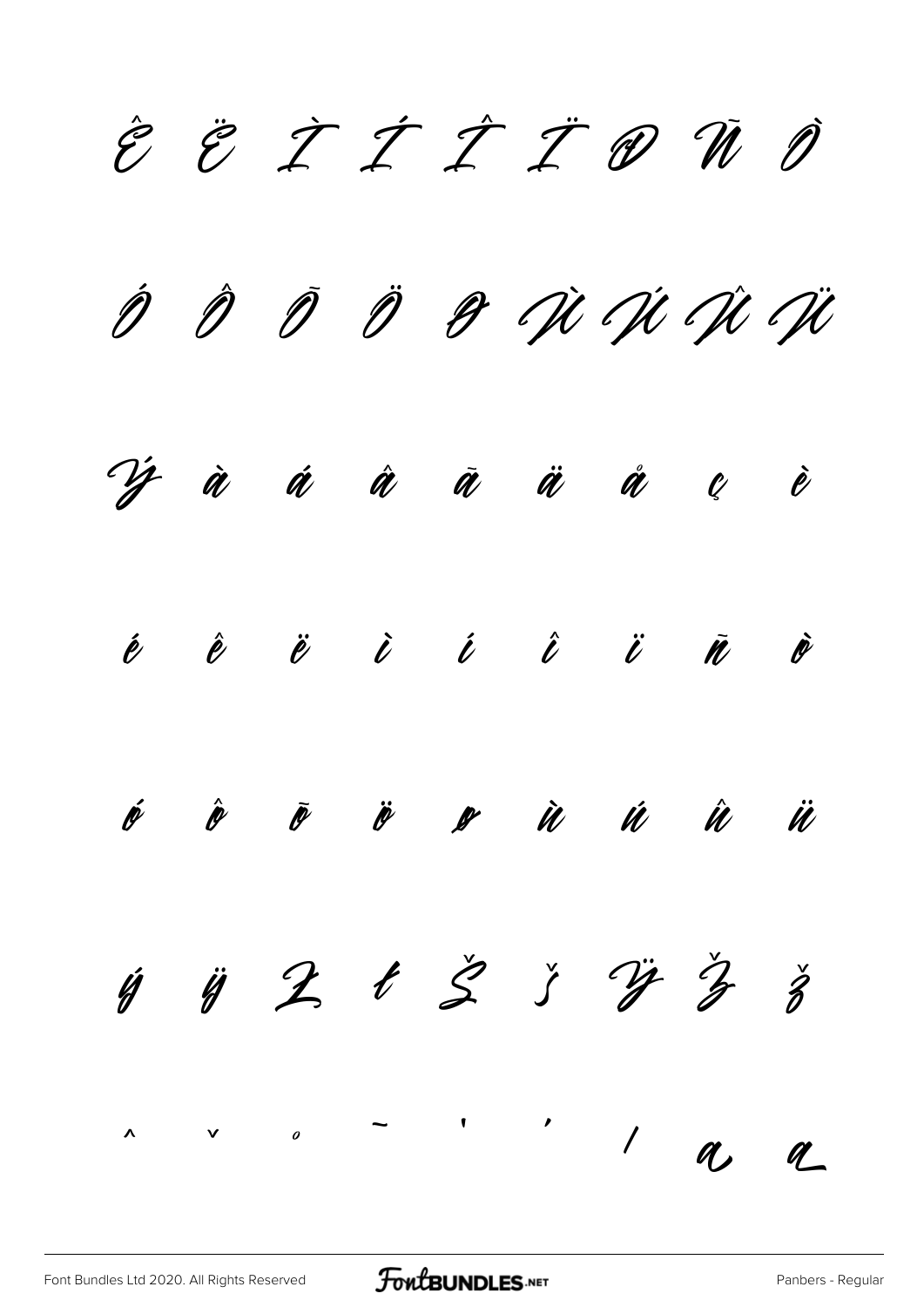Ê Ë Ì Í Î Ï Ð Ñ Ò

Ó Ô Õ Ö Ø Ù Ú Û Ü

Ý à á â ã ä å ç è

é ê ë ì í î ï ñ ò

ó ô õ ö ø ù ú û ü

ý ÿ Ł ł Š š Ÿ Ž ž

ˆ ˇ ˚ ˜ ˈ ˊ ⁄ a a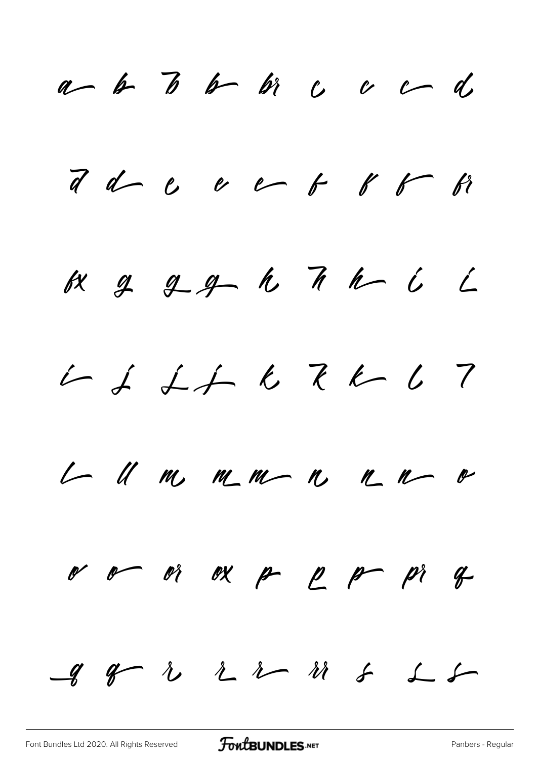a b b b br c c c d

d d e e e f f f fr

fx g g g h h h i i

i j j j k k k l l

l ll m m m n n n o

o o or ox p p p pr q

q q r r r rr s s s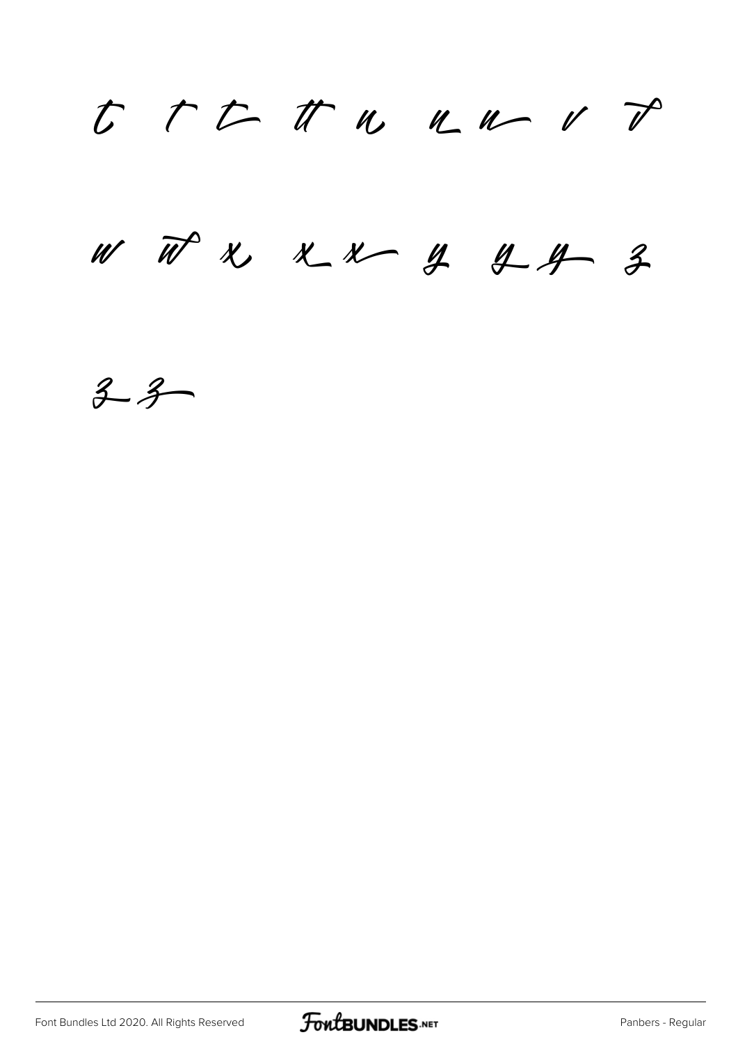t t t tt u u u v v

w w x x x y y y z

z z